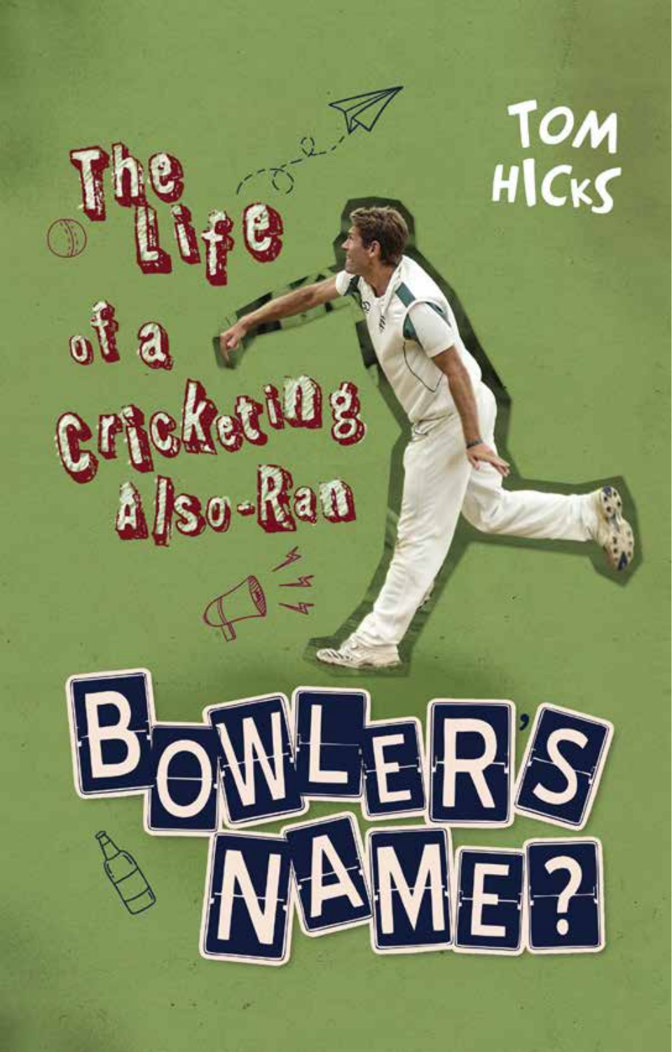# Bowler's Name?

## The Life of a Cricketing Also-Ran

Tom Hicks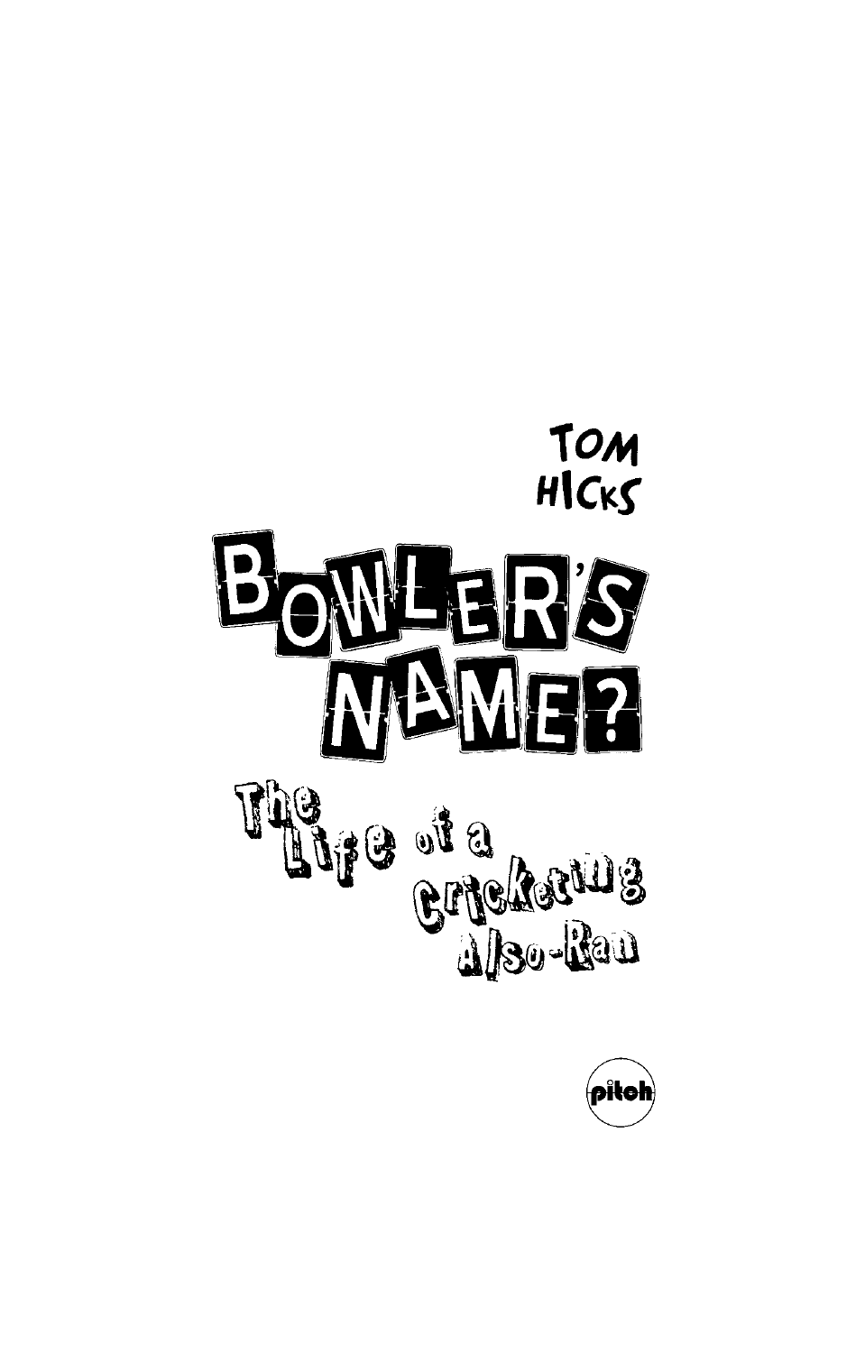TOM HICKS

# BOWLER'S NAME?

## The Life of a Cricketing Also-Ran

pitch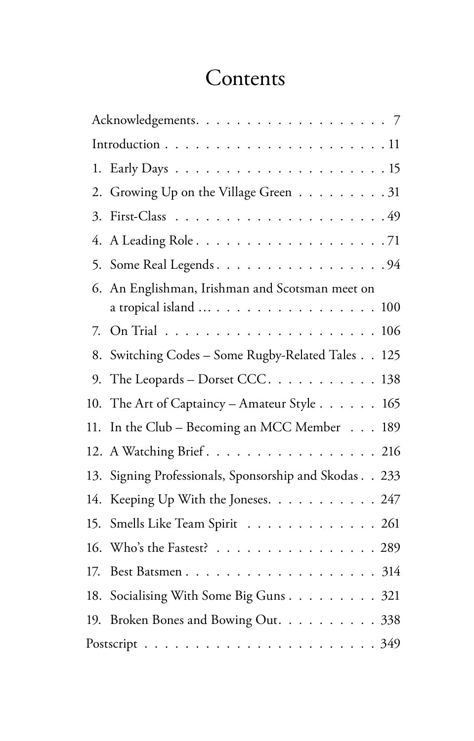# Contents

- Acknowledgements . . . . . . . . . . . . . . . . . . . 7
- Introduction . . . . . . . . . . . . . . . . . . . . . . 11

1. Early Days . . . . . . . . . . . . . . . . . . . . . 15
2. Growing Up on the Village Green . . . . . . . . . 31
3. First-Class . . . . . . . . . . . . . . . . . . . . . 49
4. A Leading Role . . . . . . . . . . . . . . . . . . . 71
5. Some Real Legends . . . . . . . . . . . . . . . . . 94
6. An Englishman, Irishman and Scotsman meet on a tropical island ... . . . . . . . . . . . . . . . . 100
7. On Trial . . . . . . . . . . . . . . . . . . . . . 106
8. Switching Codes – Some Rugby-Related Tales . . 125
9. The Leopards – Dorset CCC . . . . . . . . . . . 138
10. The Art of Captaincy – Amateur Style . . . . . . 165
11. In the Club – Becoming an MCC Member . . . 189
12. A Watching Brief . . . . . . . . . . . . . . . . . 216
13. Signing Professionals, Sponsorship and Skodas . . 233
14. Keeping Up With the Joneses . . . . . . . . . . . 247
15. Smells Like Team Spirit . . . . . . . . . . . . . 261
16. Who's the Fastest? . . . . . . . . . . . . . . . . 289
17. Best Batsmen . . . . . . . . . . . . . . . . . . . 314
18. Socialising With Some Big Guns . . . . . . . . . 321
19. Broken Bones and Bowing Out . . . . . . . . . . 338

- Postscript . . . . . . . . . . . . . . . . . . . . . . 349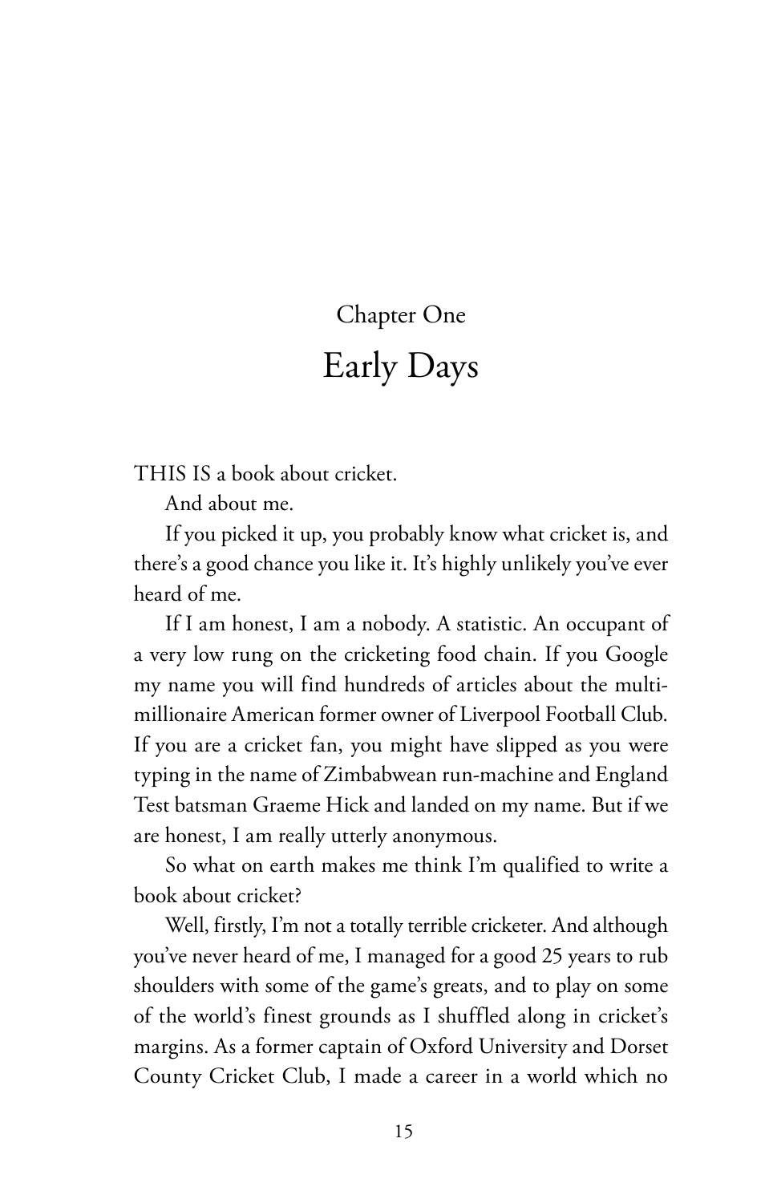# Chapter One

## Early Days

THIS IS a book about cricket.

And about me.

If you picked it up, you probably know what cricket is, and there's a good chance you like it. It's highly unlikely you've ever heard of me.

If I am honest, I am a nobody. A statistic. An occupant of a very low rung on the cricketing food chain. If you Google my name you will find hundreds of articles about the multi-millionaire American former owner of Liverpool Football Club. If you are a cricket fan, you might have slipped as you were typing in the name of Zimbabwean run-machine and England Test batsman Graeme Hick and landed on my name. But if we are honest, I am really utterly anonymous.

So what on earth makes me think I'm qualified to write a book about cricket?

Well, firstly, I'm not a totally terrible cricketer. And although you've never heard of me, I managed for a good 25 years to rub shoulders with some of the game's greats, and to play on some of the world's finest grounds as I shuffled along in cricket's margins. As a former captain of Oxford University and Dorset County Cricket Club, I made a career in a world which no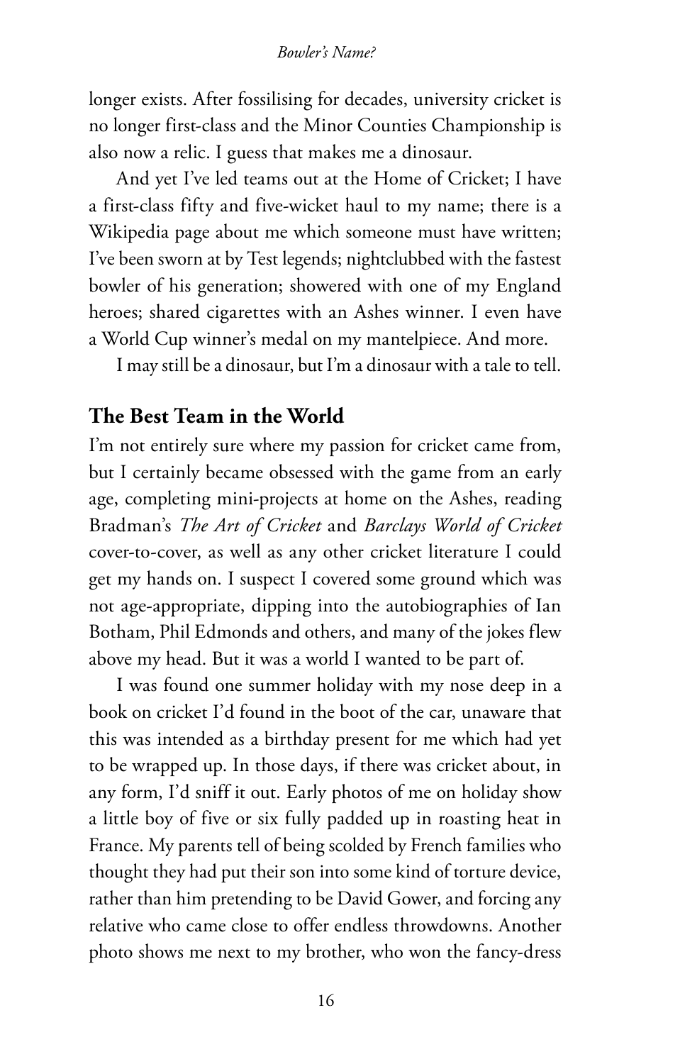longer exists. After fossilising for decades, university cricket is no longer first-class and the Minor Counties Championship is also now a relic. I guess that makes me a dinosaur.

And yet I've led teams out at the Home of Cricket; I have a first-class fifty and five-wicket haul to my name; there is a Wikipedia page about me which someone must have written; I've been sworn at by Test legends; nightclubbed with the fastest bowler of his generation; showered with one of my England heroes; shared cigarettes with an Ashes winner. I even have a World Cup winner's medal on my mantelpiece. And more.

I may still be a dinosaur, but I'm a dinosaur with a tale to tell.

## The Best Team in the World

I'm not entirely sure where my passion for cricket came from, but I certainly became obsessed with the game from an early age, completing mini-projects at home on the Ashes, reading Bradman's *The Art of Cricket* and *Barclays World of Cricket* cover-to-cover, as well as any other cricket literature I could get my hands on. I suspect I covered some ground which was not age-appropriate, dipping into the autobiographies of Ian Botham, Phil Edmonds and others, and many of the jokes flew above my head. But it was a world I wanted to be part of.

I was found one summer holiday with my nose deep in a book on cricket I'd found in the boot of the car, unaware that this was intended as a birthday present for me which had yet to be wrapped up. In those days, if there was cricket about, in any form, I'd sniff it out. Early photos of me on holiday show a little boy of five or six fully padded up in roasting heat in France. My parents tell of being scolded by French families who thought they had put their son into some kind of torture device, rather than him pretending to be David Gower, and forcing any relative who came close to offer endless throwdowns. Another photo shows me next to my brother, who won the fancy-dress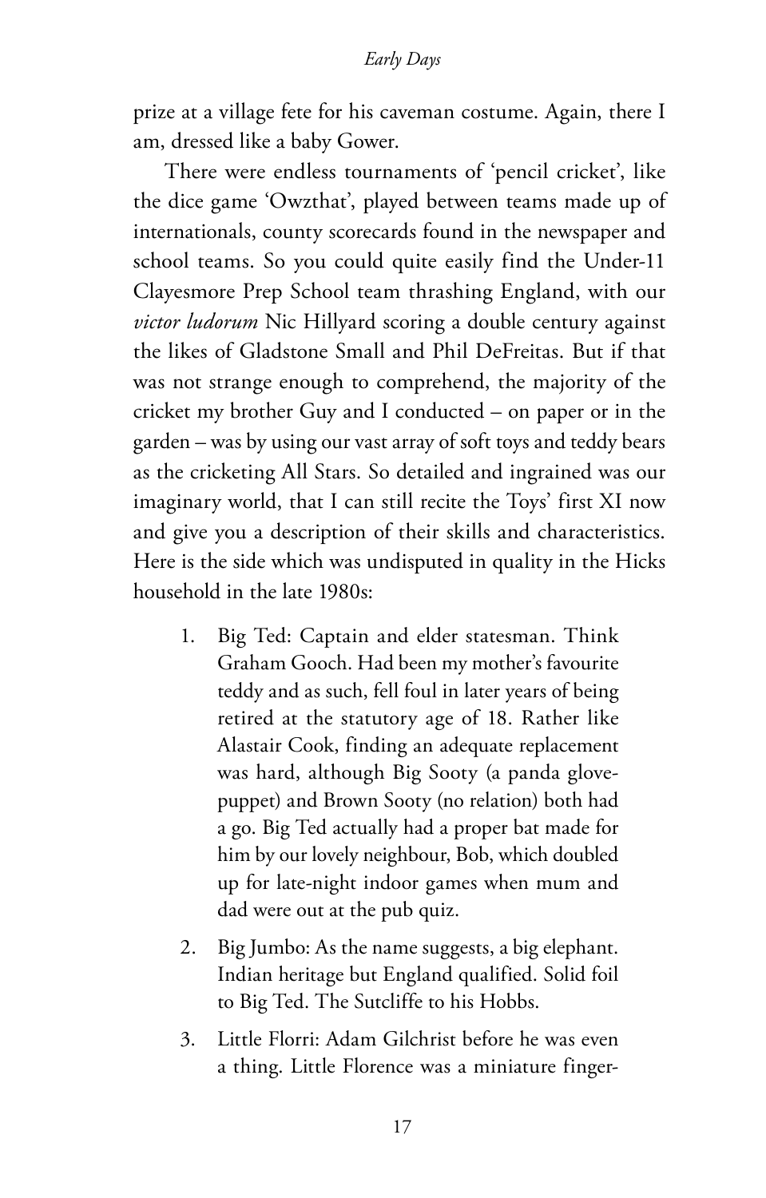prize at a village fete for his caveman costume. Again, there I am, dressed like a baby Gower.

There were endless tournaments of 'pencil cricket', like the dice game 'Owzthat', played between teams made up of internationals, county scorecards found in the newspaper and school teams. So you could quite easily find the Under-11 Clayesmore Prep School team thrashing England, with our *victor ludorum* Nic Hillyard scoring a double century against the likes of Gladstone Small and Phil DeFreitas. But if that was not strange enough to comprehend, the majority of the cricket my brother Guy and I conducted – on paper or in the garden – was by using our vast array of soft toys and teddy bears as the cricketing All Stars. So detailed and ingrained was our imaginary world, that I can still recite the Toys' first XI now and give you a description of their skills and characteristics. Here is the side which was undisputed in quality in the Hicks household in the late 1980s:

1. Big Ted: Captain and elder statesman. Think Graham Gooch. Had been my mother's favourite teddy and as such, fell foul in later years of being retired at the statutory age of 18. Rather like Alastair Cook, finding an adequate replacement was hard, although Big Sooty (a panda glove-puppet) and Brown Sooty (no relation) both had a go. Big Ted actually had a proper bat made for him by our lovely neighbour, Bob, which doubled up for late-night indoor games when mum and dad were out at the pub quiz.
2. Big Jumbo: As the name suggests, a big elephant. Indian heritage but England qualified. Solid foil to Big Ted. The Sutcliffe to his Hobbs.
3. Little Florri: Adam Gilchrist before he was even a thing. Little Florence was a miniature finger-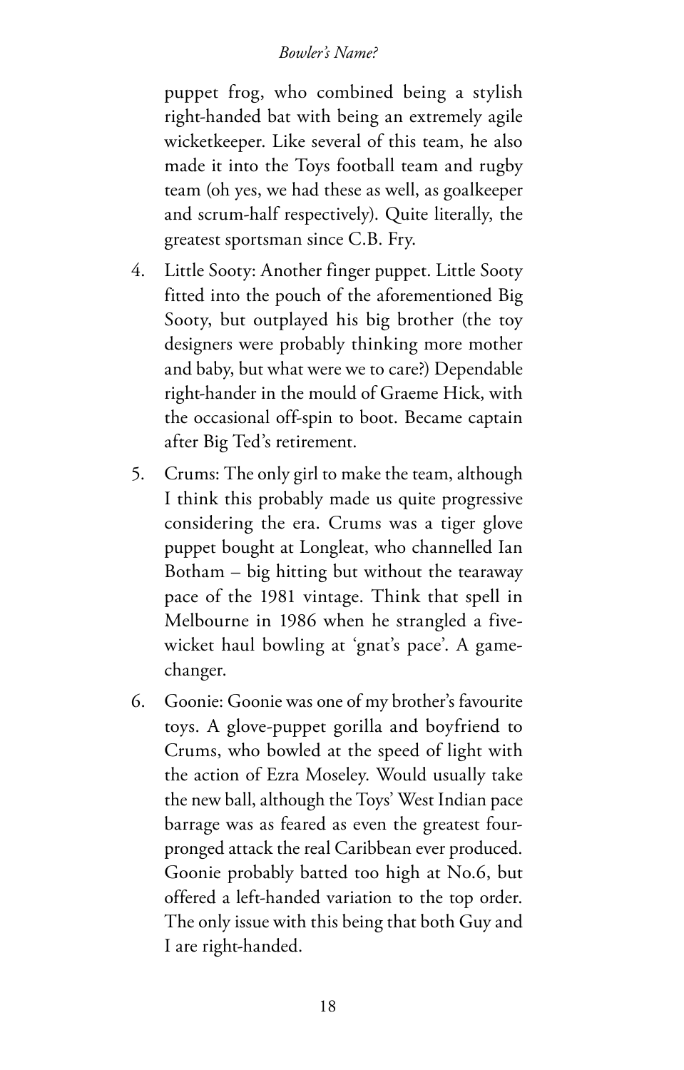puppet frog, who combined being a stylish right-handed bat with being an extremely agile wicketkeeper. Like several of this team, he also made it into the Toys football team and rugby team (oh yes, we had these as well, as goalkeeper and scrum-half respectively). Quite literally, the greatest sportsman since C.B. Fry.

4. Little Sooty: Another finger puppet. Little Sooty fitted into the pouch of the aforementioned Big Sooty, but outplayed his big brother (the toy designers were probably thinking more mother and baby, but what were we to care?) Dependable right-hander in the mould of Graeme Hick, with the occasional off-spin to boot. Became captain after Big Ted's retirement.
5. Crums: The only girl to make the team, although I think this probably made us quite progressive considering the era. Crums was a tiger glove puppet bought at Longleat, who channelled Ian Botham – big hitting but without the tearaway pace of the 1981 vintage. Think that spell in Melbourne in 1986 when he strangled a five-wicket haul bowling at 'gnat's pace'. A game-changer.
6. Goonie: Goonie was one of my brother's favourite toys. A glove-puppet gorilla and boyfriend to Crums, who bowled at the speed of light with the action of Ezra Moseley. Would usually take the new ball, although the Toys' West Indian pace barrage was as feared as even the greatest four-pronged attack the real Caribbean ever produced. Goonie probably batted too high at No.6, but offered a left-handed variation to the top order. The only issue with this being that both Guy and I are right-handed.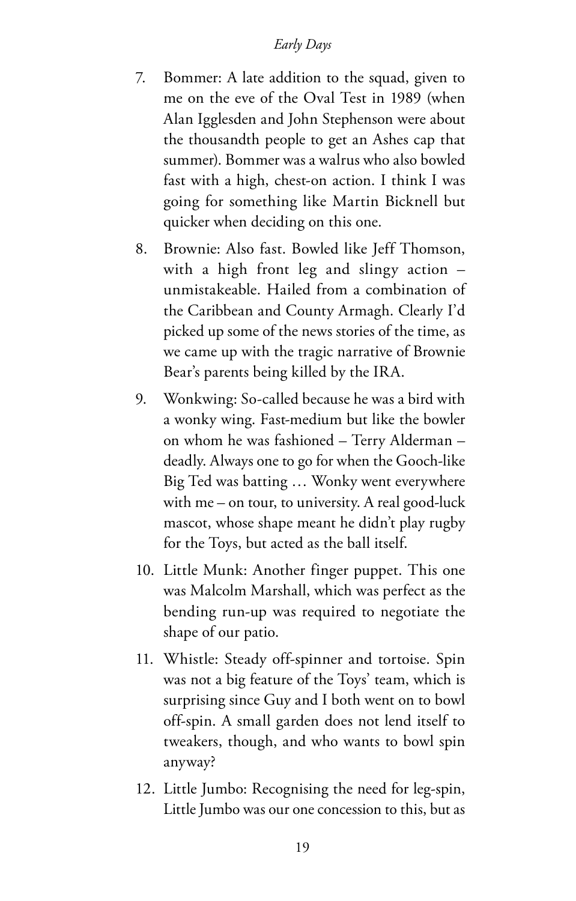7. Bommer: A late addition to the squad, given to me on the eve of the Oval Test in 1989 (when Alan Igglesden and John Stephenson were about the thousandth people to get an Ashes cap that summer). Bommer was a walrus who also bowled fast with a high, chest-on action. I think I was going for something like Martin Bicknell but quicker when deciding on this one.

8. Brownie: Also fast. Bowled like Jeff Thomson, with a high front leg and slingy action – unmistakeable. Hailed from a combination of the Caribbean and County Armagh. Clearly I'd picked up some of the news stories of the time, as we came up with the tragic narrative of Brownie Bear's parents being killed by the IRA.

9. Wonkwing: So-called because he was a bird with a wonky wing. Fast-medium but like the bowler on whom he was fashioned – Terry Alderman – deadly. Always one to go for when the Gooch-like Big Ted was batting … Wonky went everywhere with me – on tour, to university. A real good-luck mascot, whose shape meant he didn't play rugby for the Toys, but acted as the ball itself.

10. Little Munk: Another finger puppet. This one was Malcolm Marshall, which was perfect as the bending run-up was required to negotiate the shape of our patio.

11. Whistle: Steady off-spinner and tortoise. Spin was not a big feature of the Toys' team, which is surprising since Guy and I both went on to bowl off-spin. A small garden does not lend itself to tweakers, though, and who wants to bowl spin anyway?

12. Little Jumbo: Recognising the need for leg-spin, Little Jumbo was our one concession to this, but as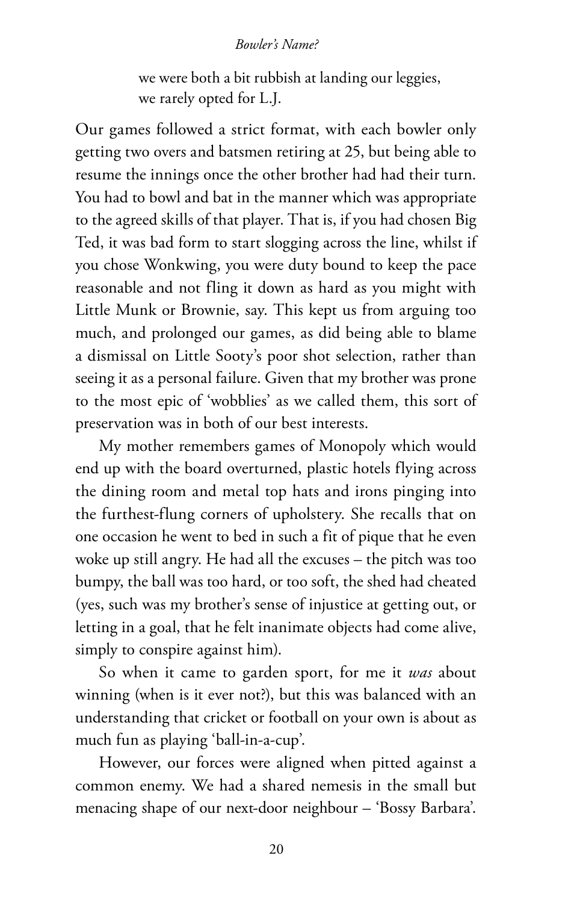we were both a bit rubbish at landing our leggies, we rarely opted for L.J.

Our games followed a strict format, with each bowler only getting two overs and batsmen retiring at 25, but being able to resume the innings once the other brother had had their turn. You had to bowl and bat in the manner which was appropriate to the agreed skills of that player. That is, if you had chosen Big Ted, it was bad form to start slogging across the line, whilst if you chose Wonkwing, you were duty bound to keep the pace reasonable and not fling it down as hard as you might with Little Munk or Brownie, say. This kept us from arguing too much, and prolonged our games, as did being able to blame a dismissal on Little Sooty's poor shot selection, rather than seeing it as a personal failure. Given that my brother was prone to the most epic of 'wobblies' as we called them, this sort of preservation was in both of our best interests.

My mother remembers games of Monopoly which would end up with the board overturned, plastic hotels flying across the dining room and metal top hats and irons pinging into the furthest-flung corners of upholstery. She recalls that on one occasion he went to bed in such a fit of pique that he even woke up still angry. He had all the excuses – the pitch was too bumpy, the ball was too hard, or too soft, the shed had cheated (yes, such was my brother's sense of injustice at getting out, or letting in a goal, that he felt inanimate objects had come alive, simply to conspire against him).

So when it came to garden sport, for me it *was* about winning (when is it ever not?), but this was balanced with an understanding that cricket or football on your own is about as much fun as playing 'ball-in-a-cup'.

However, our forces were aligned when pitted against a common enemy. We had a shared nemesis in the small but menacing shape of our next-door neighbour – 'Bossy Barbara'.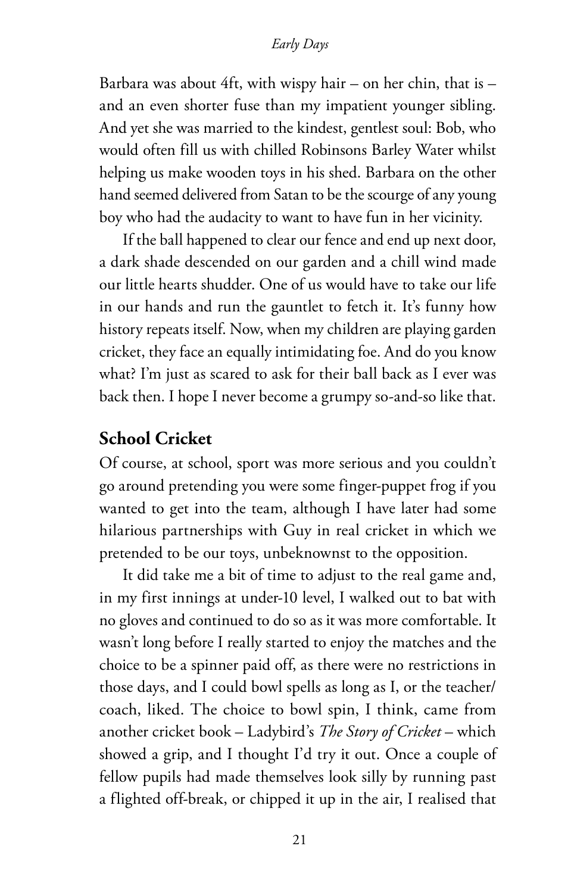Barbara was about 4ft, with wispy hair – on her chin, that is – and an even shorter fuse than my impatient younger sibling. And yet she was married to the kindest, gentlest soul: Bob, who would often fill us with chilled Robinsons Barley Water whilst helping us make wooden toys in his shed. Barbara on the other hand seemed delivered from Satan to be the scourge of any young boy who had the audacity to want to have fun in her vicinity.

If the ball happened to clear our fence and end up next door, a dark shade descended on our garden and a chill wind made our little hearts shudder. One of us would have to take our life in our hands and run the gauntlet to fetch it. It's funny how history repeats itself. Now, when my children are playing garden cricket, they face an equally intimidating foe. And do you know what? I'm just as scared to ask for their ball back as I ever was back then. I hope I never become a grumpy so-and-so like that.

## School Cricket

Of course, at school, sport was more serious and you couldn't go around pretending you were some finger-puppet frog if you wanted to get into the team, although I have later had some hilarious partnerships with Guy in real cricket in which we pretended to be our toys, unbeknownst to the opposition.

It did take me a bit of time to adjust to the real game and, in my first innings at under-10 level, I walked out to bat with no gloves and continued to do so as it was more comfortable. It wasn't long before I really started to enjoy the matches and the choice to be a spinner paid off, as there were no restrictions in those days, and I could bowl spells as long as I, or the teacher/coach, liked. The choice to bowl spin, I think, came from another cricket book – Ladybird's *The Story of Cricket* – which showed a grip, and I thought I'd try it out. Once a couple of fellow pupils had made themselves look silly by running past a flighted off-break, or chipped it up in the air, I realised that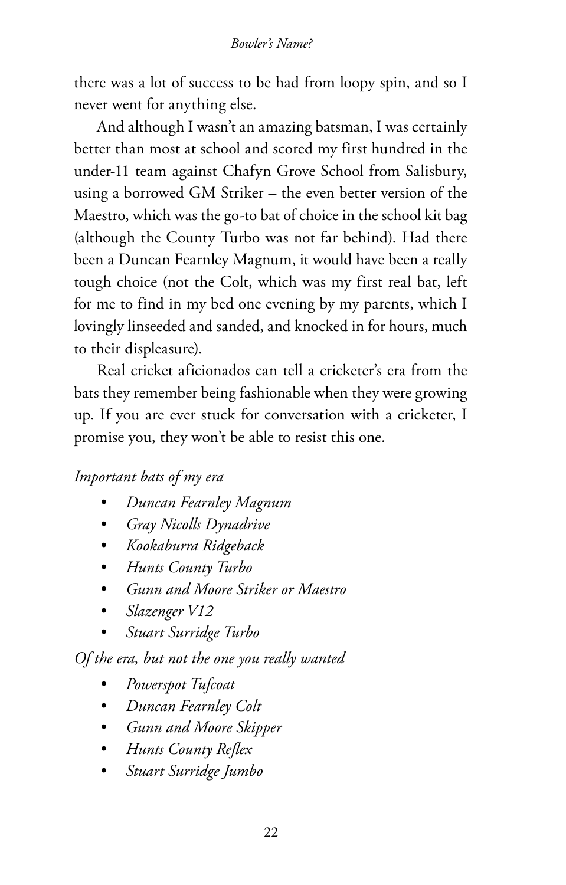there was a lot of success to be had from loopy spin, and so I never went for anything else.

And although I wasn't an amazing batsman, I was certainly better than most at school and scored my first hundred in the under-11 team against Chafyn Grove School from Salisbury, using a borrowed GM Striker – the even better version of the Maestro, which was the go-to bat of choice in the school kit bag (although the County Turbo was not far behind). Had there been a Duncan Fearnley Magnum, it would have been a really tough choice (not the Colt, which was my first real bat, left for me to find in my bed one evening by my parents, which I lovingly linseeded and sanded, and knocked in for hours, much to their displeasure).

Real cricket aficionados can tell a cricketer's era from the bats they remember being fashionable when they were growing up. If you are ever stuck for conversation with a cricketer, I promise you, they won't be able to resist this one.

*Important bats of my era*

- *Duncan Fearnley Magnum*
- *Gray Nicolls Dynadrive*
- *Kookaburra Ridgeback*
- *Hunts County Turbo*
- *Gunn and Moore Striker or Maestro*
- *Slazenger V12*
- *Stuart Surridge Turbo*

*Of the era, but not the one you really wanted*

- *Powerspot Tufcoat*
- *Duncan Fearnley Colt*
- *Gunn and Moore Skipper*
- *Hunts County Reflex*
- *Stuart Surridge Jumbo*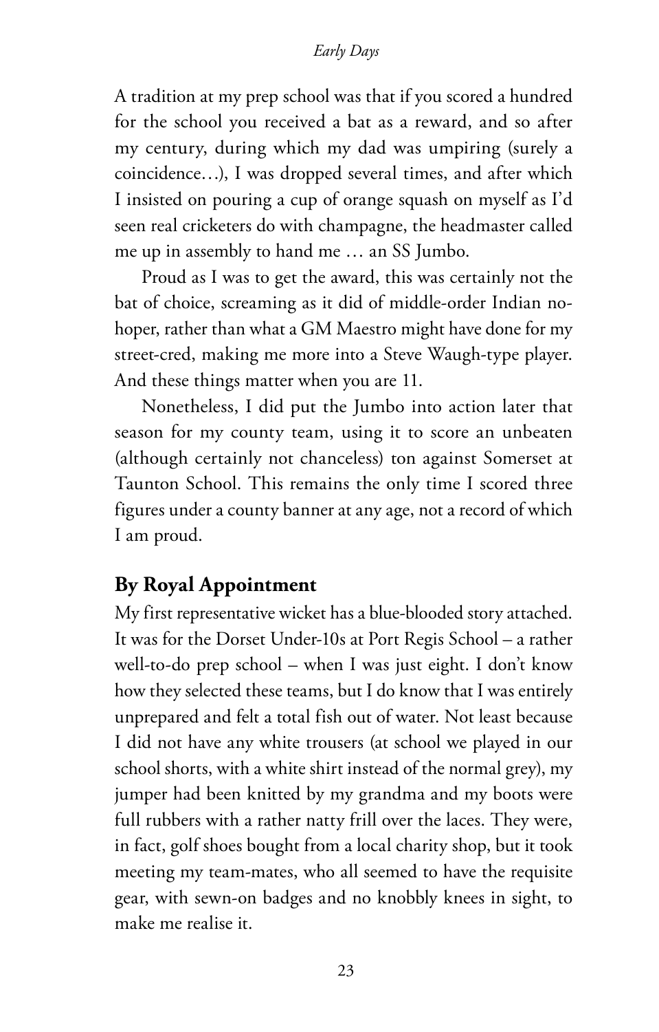A tradition at my prep school was that if you scored a hundred for the school you received a bat as a reward, and so after my century, during which my dad was umpiring (surely a coincidence…), I was dropped several times, and after which I insisted on pouring a cup of orange squash on myself as I'd seen real cricketers do with champagne, the headmaster called me up in assembly to hand me … an SS Jumbo.

Proud as I was to get the award, this was certainly not the bat of choice, screaming as it did of middle-order Indian no-hoper, rather than what a GM Maestro might have done for my street-cred, making me more into a Steve Waugh-type player. And these things matter when you are 11.

Nonetheless, I did put the Jumbo into action later that season for my county team, using it to score an unbeaten (although certainly not chanceless) ton against Somerset at Taunton School. This remains the only time I scored three figures under a county banner at any age, not a record of which I am proud.

## By Royal Appointment

My first representative wicket has a blue-blooded story attached. It was for the Dorset Under-10s at Port Regis School – a rather well-to-do prep school – when I was just eight. I don't know how they selected these teams, but I do know that I was entirely unprepared and felt a total fish out of water. Not least because I did not have any white trousers (at school we played in our school shorts, with a white shirt instead of the normal grey), my jumper had been knitted by my grandma and my boots were full rubbers with a rather natty frill over the laces. They were, in fact, golf shoes bought from a local charity shop, but it took meeting my team-mates, who all seemed to have the requisite gear, with sewn-on badges and no knobbly knees in sight, to make me realise it.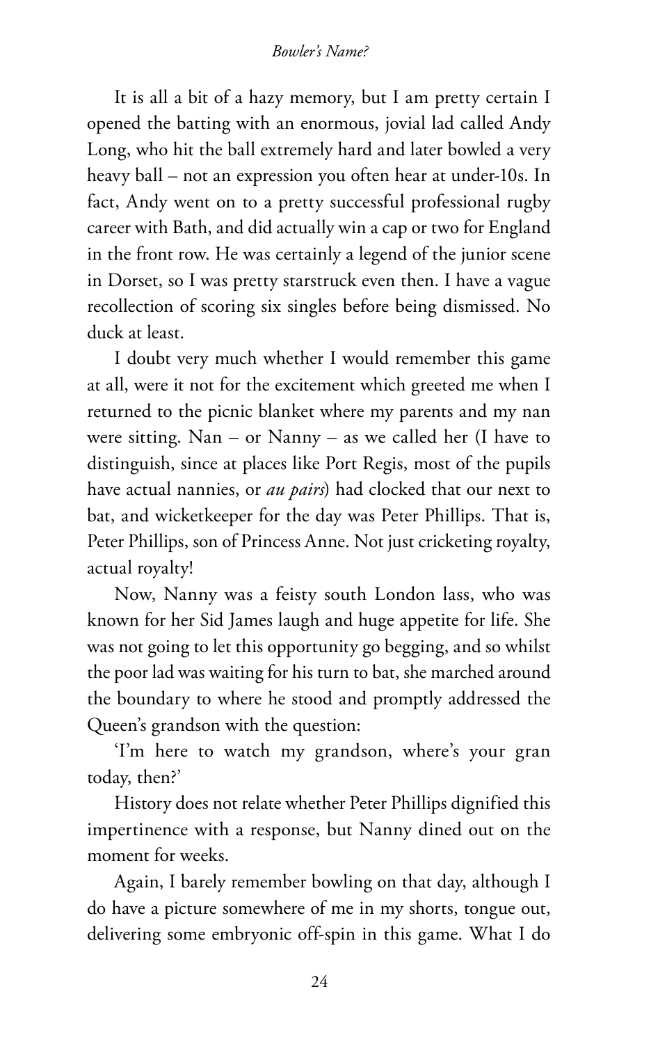It is all a bit of a hazy memory, but I am pretty certain I opened the batting with an enormous, jovial lad called Andy Long, who hit the ball extremely hard and later bowled a very heavy ball – not an expression you often hear at under-10s. In fact, Andy went on to a pretty successful professional rugby career with Bath, and did actually win a cap or two for England in the front row. He was certainly a legend of the junior scene in Dorset, so I was pretty starstruck even then. I have a vague recollection of scoring six singles before being dismissed. No duck at least.

I doubt very much whether I would remember this game at all, were it not for the excitement which greeted me when I returned to the picnic blanket where my parents and my nan were sitting. Nan – or Nanny – as we called her (I have to distinguish, since at places like Port Regis, most of the pupils have actual nannies, or *au pairs*) had clocked that our next to bat, and wicketkeeper for the day was Peter Phillips. That is, Peter Phillips, son of Princess Anne. Not just cricketing royalty, actual royalty!

Now, Nanny was a feisty south London lass, who was known for her Sid James laugh and huge appetite for life. She was not going to let this opportunity go begging, and so whilst the poor lad was waiting for his turn to bat, she marched around the boundary to where he stood and promptly addressed the Queen's grandson with the question:

'I'm here to watch my grandson, where's your gran today, then?'

History does not relate whether Peter Phillips dignified this impertinence with a response, but Nanny dined out on the moment for weeks.

Again, I barely remember bowling on that day, although I do have a picture somewhere of me in my shorts, tongue out, delivering some embryonic off-spin in this game. What I do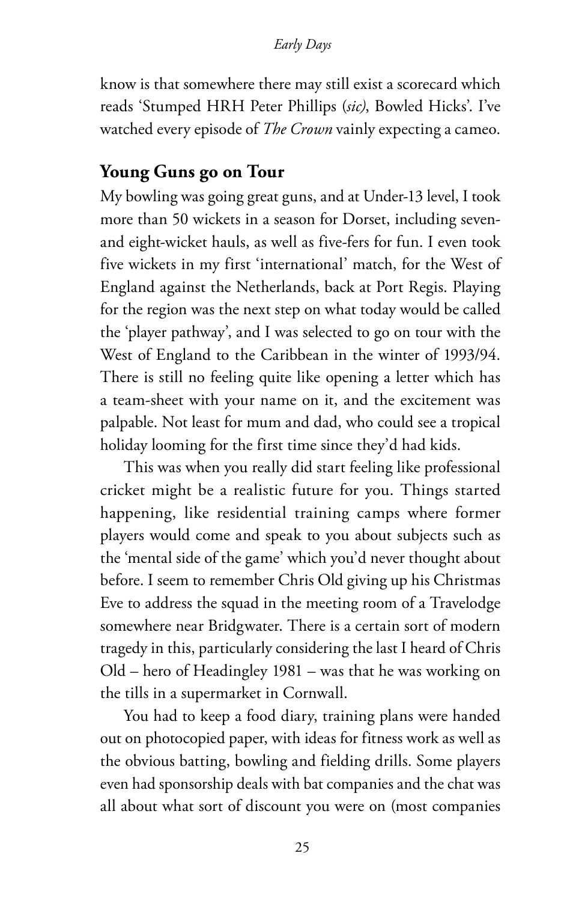know is that somewhere there may still exist a scorecard which reads 'Stumped HRH Peter Phillips (*sic)*, Bowled Hicks'. I've watched every episode of *The Crown* vainly expecting a cameo.

## Young Guns go on Tour

My bowling was going great guns, and at Under-13 level, I took more than 50 wickets in a season for Dorset, including seven- and eight-wicket hauls, as well as five-fers for fun. I even took five wickets in my first 'international' match, for the West of England against the Netherlands, back at Port Regis. Playing for the region was the next step on what today would be called the 'player pathway', and I was selected to go on tour with the West of England to the Caribbean in the winter of 1993/94. There is still no feeling quite like opening a letter which has a team-sheet with your name on it, and the excitement was palpable. Not least for mum and dad, who could see a tropical holiday looming for the first time since they'd had kids.

This was when you really did start feeling like professional cricket might be a realistic future for you. Things started happening, like residential training camps where former players would come and speak to you about subjects such as the 'mental side of the game' which you'd never thought about before. I seem to remember Chris Old giving up his Christmas Eve to address the squad in the meeting room of a Travelodge somewhere near Bridgwater. There is a certain sort of modern tragedy in this, particularly considering the last I heard of Chris Old – hero of Headingley 1981 – was that he was working on the tills in a supermarket in Cornwall.

You had to keep a food diary, training plans were handed out on photocopied paper, with ideas for fitness work as well as the obvious batting, bowling and fielding drills. Some players even had sponsorship deals with bat companies and the chat was all about what sort of discount you were on (most companies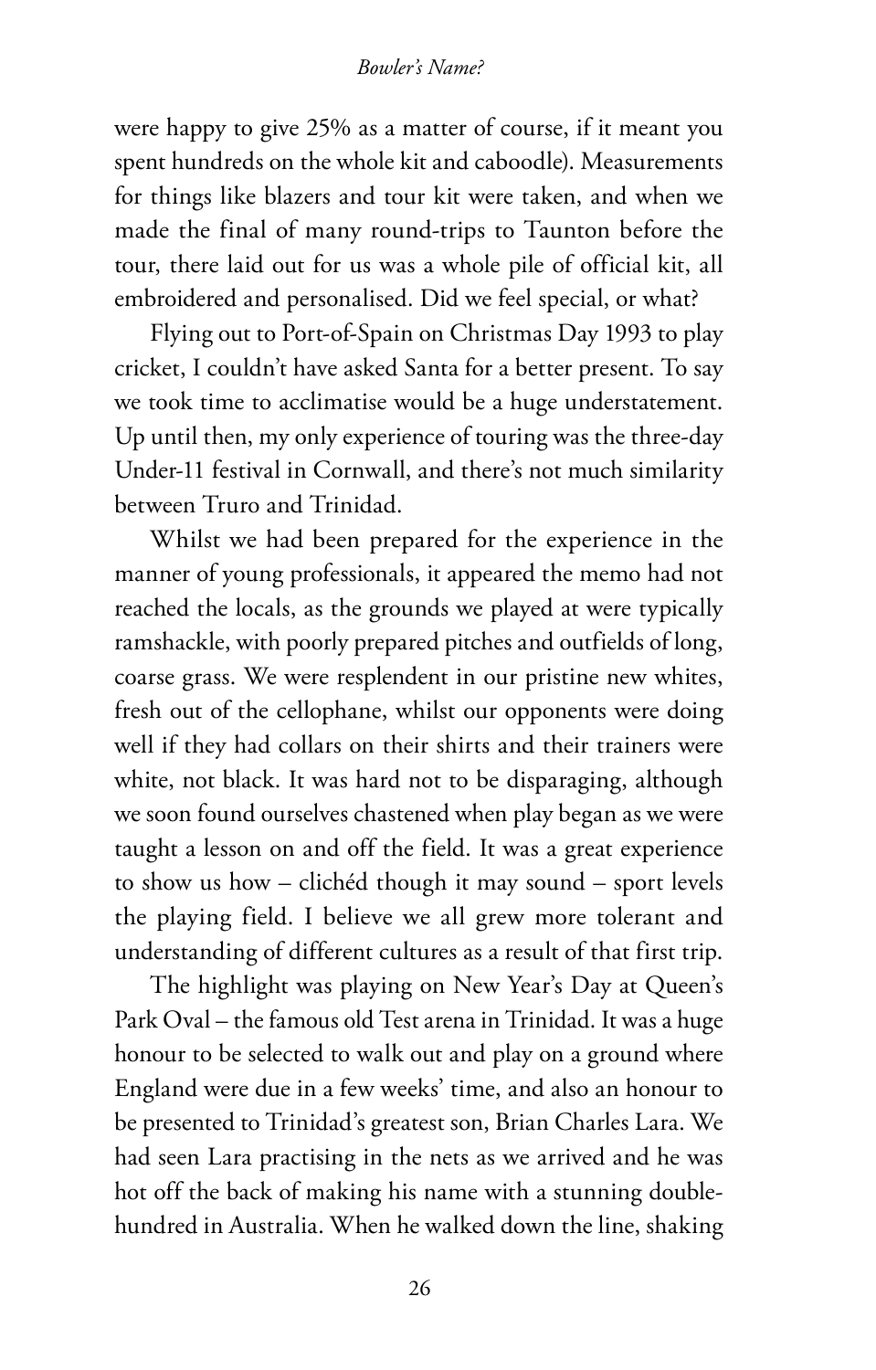were happy to give 25% as a matter of course, if it meant you spent hundreds on the whole kit and caboodle). Measurements for things like blazers and tour kit were taken, and when we made the final of many round-trips to Taunton before the tour, there laid out for us was a whole pile of official kit, all embroidered and personalised. Did we feel special, or what?

Flying out to Port-of-Spain on Christmas Day 1993 to play cricket, I couldn't have asked Santa for a better present. To say we took time to acclimatise would be a huge understatement. Up until then, my only experience of touring was the three-day Under-11 festival in Cornwall, and there's not much similarity between Truro and Trinidad.

Whilst we had been prepared for the experience in the manner of young professionals, it appeared the memo had not reached the locals, as the grounds we played at were typically ramshackle, with poorly prepared pitches and outfields of long, coarse grass. We were resplendent in our pristine new whites, fresh out of the cellophane, whilst our opponents were doing well if they had collars on their shirts and their trainers were white, not black. It was hard not to be disparaging, although we soon found ourselves chastened when play began as we were taught a lesson on and off the field. It was a great experience to show us how – clichéd though it may sound – sport levels the playing field. I believe we all grew more tolerant and understanding of different cultures as a result of that first trip.

The highlight was playing on New Year's Day at Queen's Park Oval – the famous old Test arena in Trinidad. It was a huge honour to be selected to walk out and play on a ground where England were due in a few weeks' time, and also an honour to be presented to Trinidad's greatest son, Brian Charles Lara. We had seen Lara practising in the nets as we arrived and he was hot off the back of making his name with a stunning double-hundred in Australia. When he walked down the line, shaking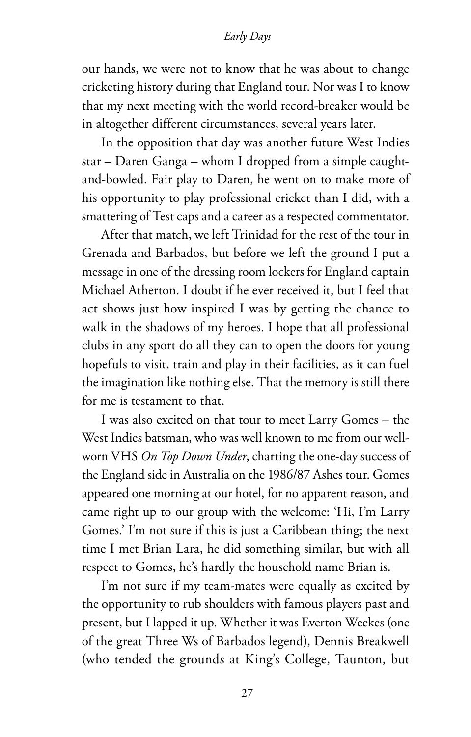our hands, we were not to know that he was about to change cricketing history during that England tour. Nor was I to know that my next meeting with the world record-breaker would be in altogether different circumstances, several years later.

In the opposition that day was another future West Indies star – Daren Ganga – whom I dropped from a simple caught-and-bowled. Fair play to Daren, he went on to make more of his opportunity to play professional cricket than I did, with a smattering of Test caps and a career as a respected commentator.

After that match, we left Trinidad for the rest of the tour in Grenada and Barbados, but before we left the ground I put a message in one of the dressing room lockers for England captain Michael Atherton. I doubt if he ever received it, but I feel that act shows just how inspired I was by getting the chance to walk in the shadows of my heroes. I hope that all professional clubs in any sport do all they can to open the doors for young hopefuls to visit, train and play in their facilities, as it can fuel the imagination like nothing else. That the memory is still there for me is testament to that.

I was also excited on that tour to meet Larry Gomes – the West Indies batsman, who was well known to me from our well-worn VHS *On Top Down Under*, charting the one-day success of the England side in Australia on the 1986/87 Ashes tour. Gomes appeared one morning at our hotel, for no apparent reason, and came right up to our group with the welcome: 'Hi, I'm Larry Gomes.' I'm not sure if this is just a Caribbean thing; the next time I met Brian Lara, he did something similar, but with all respect to Gomes, he's hardly the household name Brian is.

I'm not sure if my team-mates were equally as excited by the opportunity to rub shoulders with famous players past and present, but I lapped it up. Whether it was Everton Weekes (one of the great Three Ws of Barbados legend), Dennis Breakwell (who tended the grounds at King's College, Taunton, but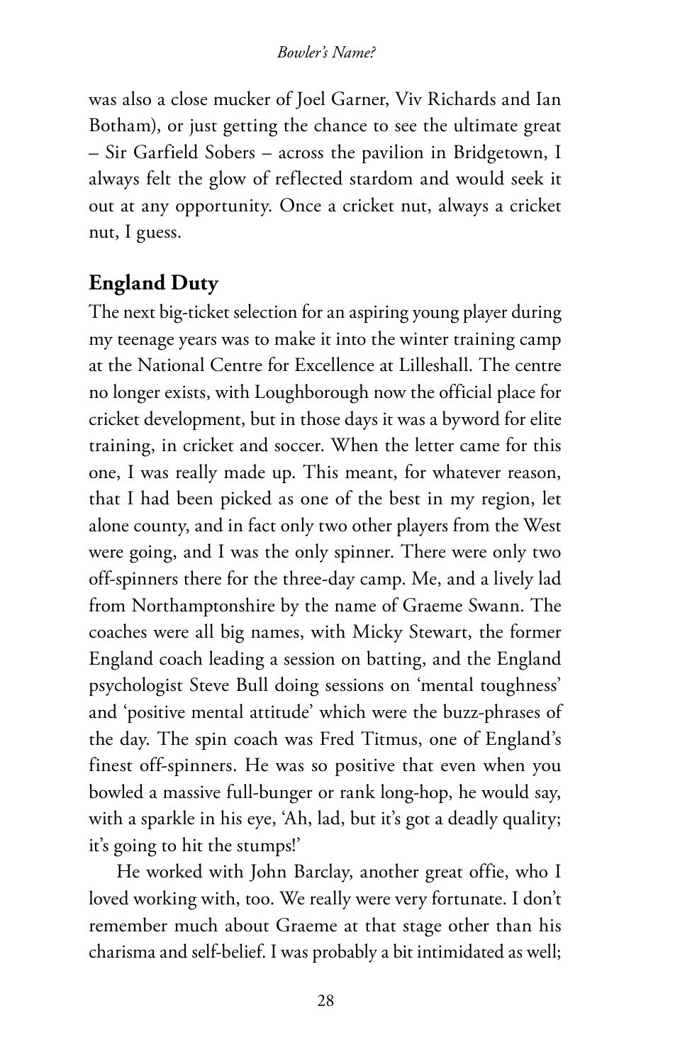was also a close mucker of Joel Garner, Viv Richards and Ian Botham), or just getting the chance to see the ultimate great – Sir Garfield Sobers – across the pavilion in Bridgetown, I always felt the glow of reflected stardom and would seek it out at any opportunity. Once a cricket nut, always a cricket nut, I guess.

## England Duty

The next big-ticket selection for an aspiring young player during my teenage years was to make it into the winter training camp at the National Centre for Excellence at Lilleshall. The centre no longer exists, with Loughborough now the official place for cricket development, but in those days it was a byword for elite training, in cricket and soccer. When the letter came for this one, I was really made up. This meant, for whatever reason, that I had been picked as one of the best in my region, let alone county, and in fact only two other players from the West were going, and I was the only spinner. There were only two off-spinners there for the three-day camp. Me, and a lively lad from Northamptonshire by the name of Graeme Swann. The coaches were all big names, with Micky Stewart, the former England coach leading a session on batting, and the England psychologist Steve Bull doing sessions on 'mental toughness' and 'positive mental attitude' which were the buzz-phrases of the day. The spin coach was Fred Titmus, one of England's finest off-spinners. He was so positive that even when you bowled a massive full-bunger or rank long-hop, he would say, with a sparkle in his eye, 'Ah, lad, but it's got a deadly quality; it's going to hit the stumps!'

He worked with John Barclay, another great offie, who I loved working with, too. We really were very fortunate. I don't remember much about Graeme at that stage other than his charisma and self-belief. I was probably a bit intimidated as well;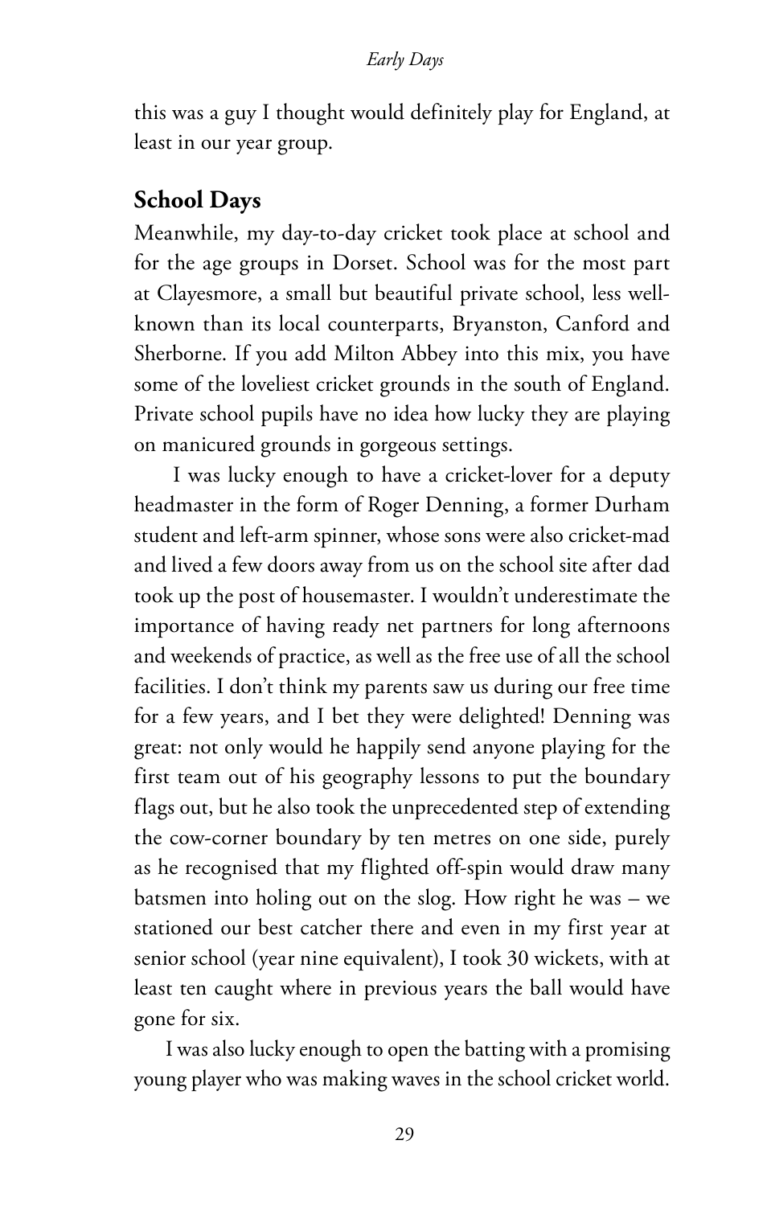this was a guy I thought would definitely play for England, at least in our year group.

## School Days

Meanwhile, my day-to-day cricket took place at school and for the age groups in Dorset. School was for the most part at Clayesmore, a small but beautiful private school, less well-known than its local counterparts, Bryanston, Canford and Sherborne. If you add Milton Abbey into this mix, you have some of the loveliest cricket grounds in the south of England. Private school pupils have no idea how lucky they are playing on manicured grounds in gorgeous settings.

I was lucky enough to have a cricket-lover for a deputy headmaster in the form of Roger Denning, a former Durham student and left-arm spinner, whose sons were also cricket-mad and lived a few doors away from us on the school site after dad took up the post of housemaster. I wouldn't underestimate the importance of having ready net partners for long afternoons and weekends of practice, as well as the free use of all the school facilities. I don't think my parents saw us during our free time for a few years, and I bet they were delighted! Denning was great: not only would he happily send anyone playing for the first team out of his geography lessons to put the boundary flags out, but he also took the unprecedented step of extending the cow-corner boundary by ten metres on one side, purely as he recognised that my flighted off-spin would draw many batsmen into holing out on the slog. How right he was – we stationed our best catcher there and even in my first year at senior school (year nine equivalent), I took 30 wickets, with at least ten caught where in previous years the ball would have gone for six.

I was also lucky enough to open the batting with a promising young player who was making waves in the school cricket world.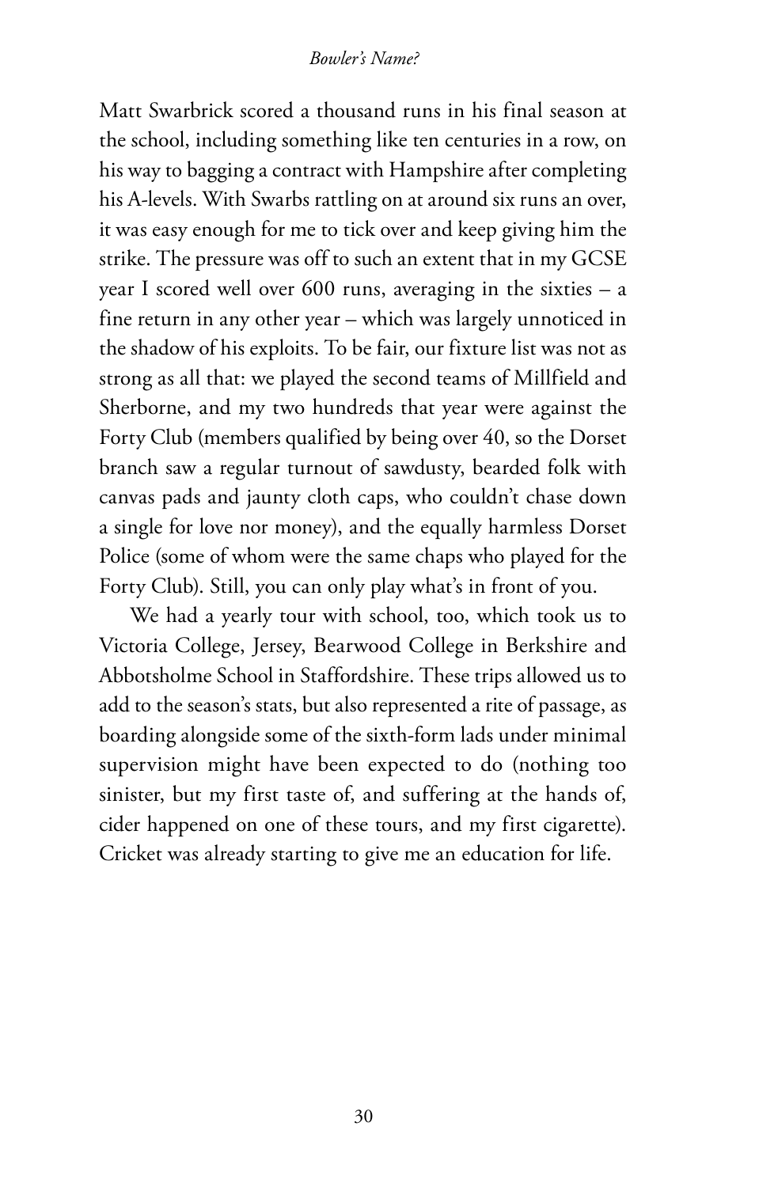Matt Swarbrick scored a thousand runs in his final season at the school, including something like ten centuries in a row, on his way to bagging a contract with Hampshire after completing his A-levels. With Swarbs rattling on at around six runs an over, it was easy enough for me to tick over and keep giving him the strike. The pressure was off to such an extent that in my GCSE year I scored well over 600 runs, averaging in the sixties – a fine return in any other year – which was largely unnoticed in the shadow of his exploits. To be fair, our fixture list was not as strong as all that: we played the second teams of Millfield and Sherborne, and my two hundreds that year were against the Forty Club (members qualified by being over 40, so the Dorset branch saw a regular turnout of sawdusty, bearded folk with canvas pads and jaunty cloth caps, who couldn't chase down a single for love nor money), and the equally harmless Dorset Police (some of whom were the same chaps who played for the Forty Club). Still, you can only play what's in front of you.

We had a yearly tour with school, too, which took us to Victoria College, Jersey, Bearwood College in Berkshire and Abbotsholme School in Staffordshire. These trips allowed us to add to the season's stats, but also represented a rite of passage, as boarding alongside some of the sixth-form lads under minimal supervision might have been expected to do (nothing too sinister, but my first taste of, and suffering at the hands of, cider happened on one of these tours, and my first cigarette). Cricket was already starting to give me an education for life.